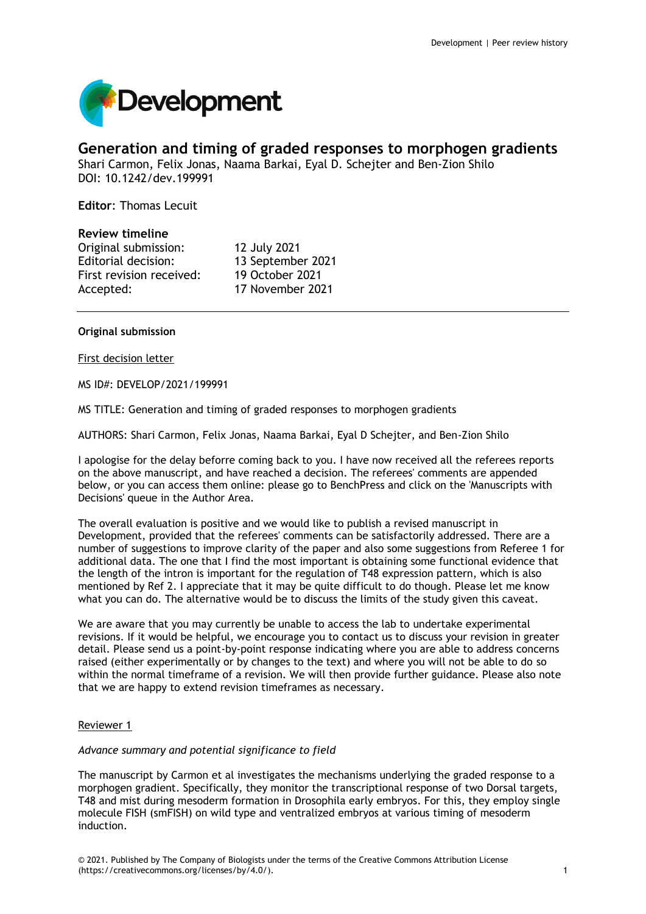# Generation and timing of graded responses to morphogen gradients

Shari Carmon, Felix Jonas, Naama Barkai, Eyal D. Schejter and Ben-Zion Shilo
DOI: 10.1242/dev.199991

**Editor**: Thomas Lecuit

**Review timeline**

| | |
|---|---|
| Original submission: | 12 July 2021 |
| Editorial decision: | 13 September 2021 |
| First revision received: | 19 October 2021 |
| Accepted: | 17 November 2021 |

---

**Original submission**

First decision letter

MS ID#: DEVELOP/2021/199991

MS TITLE: Generation and timing of graded responses to morphogen gradients

AUTHORS: Shari Carmon, Felix Jonas, Naama Barkai, Eyal D Schejter, and Ben-Zion Shilo

I apologise for the delay beforre coming back to you. I have now received all the referees reports on the above manuscript, and have reached a decision. The referees' comments are appended below, or you can access them online: please go to BenchPress and click on the 'Manuscripts with Decisions' queue in the Author Area.

The overall evaluation is positive and we would like to publish a revised manuscript in Development, provided that the referees' comments can be satisfactorily addressed. There are a number of suggestions to improve clarity of the paper and also some suggestions from Referee 1 for additional data. The one that I find the most important is obtaining some functional evidence that the length of the intron is important for the regulation of T48 expression pattern, which is also mentioned by Ref 2. I appreciate that it may be quite difficult to do though. Please let me know what you can do. The alternative would be to discuss the limits of the study given this caveat.

We are aware that you may currently be unable to access the lab to undertake experimental revisions. If it would be helpful, we encourage you to contact us to discuss your revision in greater detail. Please send us a point-by-point response indicating where you are able to address concerns raised (either experimentally or by changes to the text) and where you will not be able to do so within the normal timeframe of a revision. We will then provide further guidance. Please also note that we are happy to extend revision timeframes as necessary.

Reviewer 1

*Advance summary and potential significance to field*

The manuscript by Carmon et al investigates the mechanisms underlying the graded response to a morphogen gradient. Specifically, they monitor the transcriptional response of two Dorsal targets, T48 and mist during mesoderm formation in Drosophila early embryos. For this, they employ single molecule FISH (smFISH) on wild type and ventralized embryos at various timing of mesoderm induction.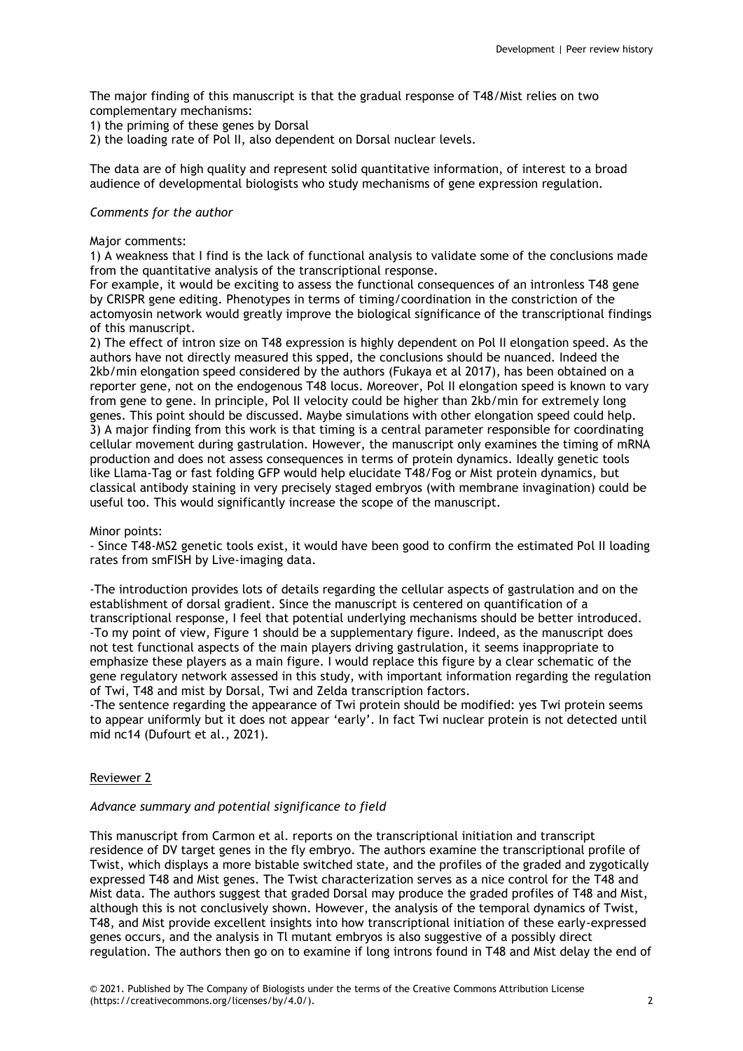The major finding of this manuscript is that the gradual response of T48/Mist relies on two complementary mechanisms:

1) the priming of these genes by Dorsal
2) the loading rate of Pol II, also dependent on Dorsal nuclear levels.

The data are of high quality and represent solid quantitative information, of interest to a broad audience of developmental biologists who study mechanisms of gene expression regulation.

*Comments for the author*

Major comments:

1) A weakness that I find is the lack of functional analysis to validate some of the conclusions made from the quantitative analysis of the transcriptional response.
For example, it would be exciting to assess the functional consequences of an intronless T48 gene by CRISPR gene editing. Phenotypes in terms of timing/coordination in the constriction of the actomyosin network would greatly improve the biological significance of the transcriptional findings of this manuscript.
2) The effect of intron size on T48 expression is highly dependent on Pol II elongation speed. As the authors have not directly measured this spped, the conclusions should be nuanced. Indeed the 2kb/min elongation speed considered by the authors (Fukaya et al 2017), has been obtained on a reporter gene, not on the endogenous T48 locus. Moreover, Pol II elongation speed is known to vary from gene to gene. In principle, Pol II velocity could be higher than 2kb/min for extremely long genes. This point should be discussed. Maybe simulations with other elongation speed could help.
3) A major finding from this work is that timing is a central parameter responsible for coordinating cellular movement during gastrulation. However, the manuscript only examines the timing of mRNA production and does not assess consequences in terms of protein dynamics. Ideally genetic tools like Llama-Tag or fast folding GFP would help elucidate T48/Fog or Mist protein dynamics, but classical antibody staining in very precisely staged embryos (with membrane invagination) could be useful too. This would significantly increase the scope of the manuscript.

Minor points:

- Since T48-MS2 genetic tools exist, it would have been good to confirm the estimated Pol II loading rates from smFISH by Live-imaging data.

-The introduction provides lots of details regarding the cellular aspects of gastrulation and on the establishment of dorsal gradient. Since the manuscript is centered on quantification of a transcriptional response, I feel that potential underlying mechanisms should be better introduced.
-To my point of view, Figure 1 should be a supplementary figure. Indeed, as the manuscript does not test functional aspects of the main players driving gastrulation, it seems inappropriate to emphasize these players as a main figure. I would replace this figure by a clear schematic of the gene regulatory network assessed in this study, with important information regarding the regulation of Twi, T48 and mist by Dorsal, Twi and Zelda transcription factors.
-The sentence regarding the appearance of Twi protein should be modified: yes Twi protein seems to appear uniformly but it does not appear 'early'. In fact Twi nuclear protein is not detected until mid nc14 (Dufourt et al., 2021).

## Reviewer 2

*Advance summary and potential significance to field*

This manuscript from Carmon et al. reports on the transcriptional initiation and transcript residence of DV target genes in the fly embryo. The authors examine the transcriptional profile of Twist, which displays a more bistable switched state, and the profiles of the graded and zygotically expressed T48 and Mist genes. The Twist characterization serves as a nice control for the T48 and Mist data. The authors suggest that graded Dorsal may produce the graded profiles of T48 and Mist, although this is not conclusively shown. However, the analysis of the temporal dynamics of Twist, T48, and Mist provide excellent insights into how transcriptional initiation of these early-expressed genes occurs, and the analysis in Tl mutant embryos is also suggestive of a possibly direct regulation. The authors then go on to examine if long introns found in T48 and Mist delay the end of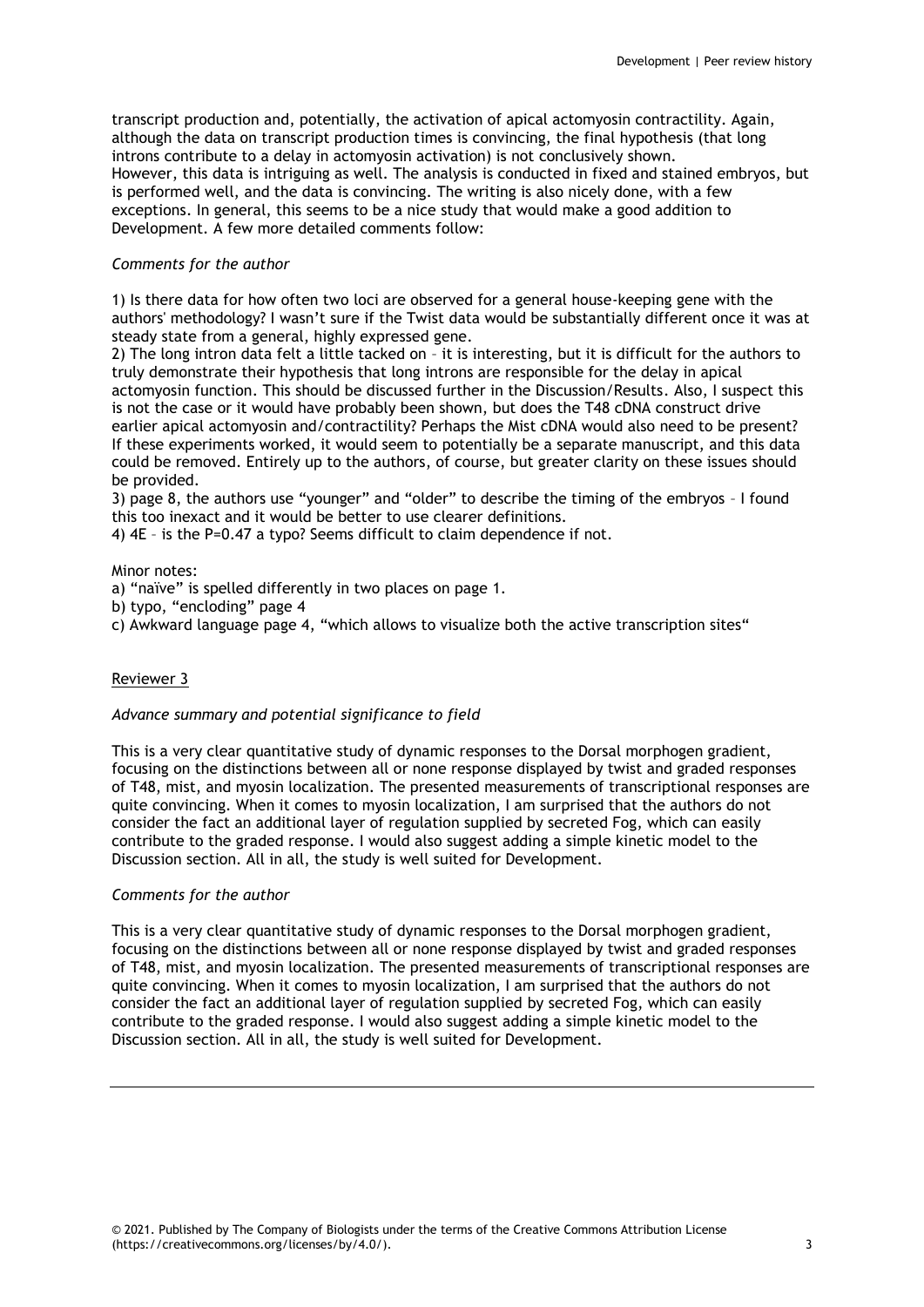transcript production and, potentially, the activation of apical actomyosin contractility. Again, although the data on transcript production times is convincing, the final hypothesis (that long introns contribute to a delay in actomyosin activation) is not conclusively shown. However, this data is intriguing as well. The analysis is conducted in fixed and stained embryos, but is performed well, and the data is convincing. The writing is also nicely done, with a few exceptions. In general, this seems to be a nice study that would make a good addition to Development. A few more detailed comments follow:

*Comments for the author*

1) Is there data for how often two loci are observed for a general house-keeping gene with the authors' methodology? I wasn't sure if the Twist data would be substantially different once it was at steady state from a general, highly expressed gene.
2) The long intron data felt a little tacked on – it is interesting, but it is difficult for the authors to truly demonstrate their hypothesis that long introns are responsible for the delay in apical actomyosin function. This should be discussed further in the Discussion/Results. Also, I suspect this is not the case or it would have probably been shown, but does the T48 cDNA construct drive earlier apical actomyosin and/contractility? Perhaps the Mist cDNA would also need to be present? If these experiments worked, it would seem to potentially be a separate manuscript, and this data could be removed. Entirely up to the authors, of course, but greater clarity on these issues should be provided.
3) page 8, the authors use "younger" and "older" to describe the timing of the embryos – I found this too inexact and it would be better to use clearer definitions.
4) 4E – is the P=0.47 a typo? Seems difficult to claim dependence if not.

Minor notes:
a) "naïve" is spelled differently in two places on page 1.
b) typo, "encloding" page 4
c) Awkward language page 4, "which allows to visualize both the active transcription sites"

## Reviewer 3

*Advance summary and potential significance to field*

This is a very clear quantitative study of dynamic responses to the Dorsal morphogen gradient, focusing on the distinctions between all or none response displayed by twist and graded responses of T48, mist, and myosin localization. The presented measurements of transcriptional responses are quite convincing. When it comes to myosin localization, I am surprised that the authors do not consider the fact an additional layer of regulation supplied by secreted Fog, which can easily contribute to the graded response. I would also suggest adding a simple kinetic model to the Discussion section. All in all, the study is well suited for Development.

*Comments for the author*

This is a very clear quantitative study of dynamic responses to the Dorsal morphogen gradient, focusing on the distinctions between all or none response displayed by twist and graded responses of T48, mist, and myosin localization. The presented measurements of transcriptional responses are quite convincing. When it comes to myosin localization, I am surprised that the authors do not consider the fact an additional layer of regulation supplied by secreted Fog, which can easily contribute to the graded response. I would also suggest adding a simple kinetic model to the Discussion section. All in all, the study is well suited for Development.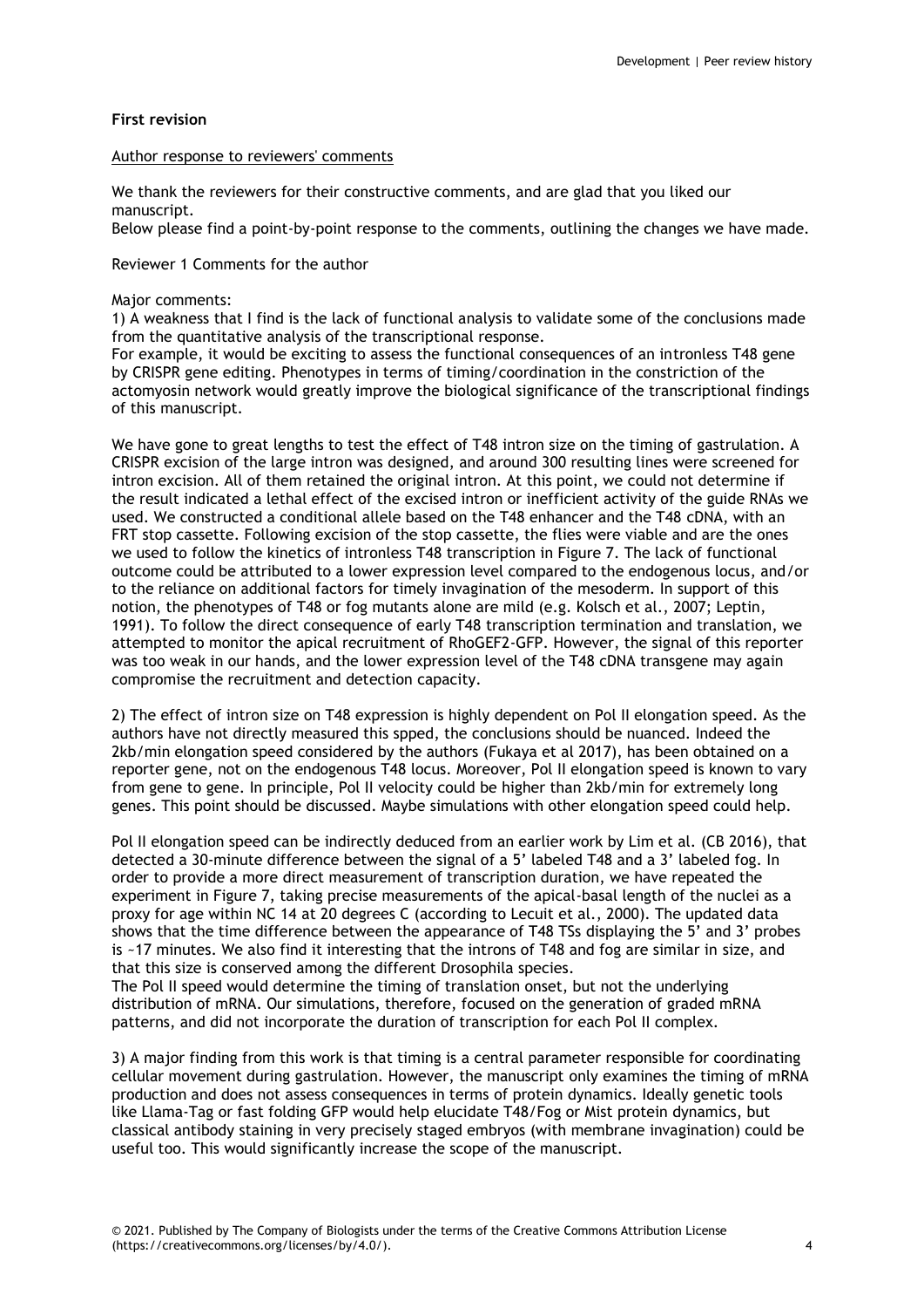**First revision**

Author response to reviewers' comments

We thank the reviewers for their constructive comments, and are glad that you liked our manuscript.
Below please find a point-by-point response to the comments, outlining the changes we have made.

Reviewer 1 Comments for the author

Major comments:
1) A weakness that I find is the lack of functional analysis to validate some of the conclusions made from the quantitative analysis of the transcriptional response.
For example, it would be exciting to assess the functional consequences of an intronless T48 gene by CRISPR gene editing. Phenotypes in terms of timing/coordination in the constriction of the actomyosin network would greatly improve the biological significance of the transcriptional findings of this manuscript.

We have gone to great lengths to test the effect of T48 intron size on the timing of gastrulation. A CRISPR excision of the large intron was designed, and around 300 resulting lines were screened for intron excision. All of them retained the original intron. At this point, we could not determine if the result indicated a lethal effect of the excised intron or inefficient activity of the guide RNAs we used. We constructed a conditional allele based on the T48 enhancer and the T48 cDNA, with an FRT stop cassette. Following excision of the stop cassette, the flies were viable and are the ones we used to follow the kinetics of intronless T48 transcription in Figure 7. The lack of functional outcome could be attributed to a lower expression level compared to the endogenous locus, and/or to the reliance on additional factors for timely invagination of the mesoderm. In support of this notion, the phenotypes of T48 or fog mutants alone are mild (e.g. Kolsch et al., 2007; Leptin, 1991). To follow the direct consequence of early T48 transcription termination and translation, we attempted to monitor the apical recruitment of RhoGEF2-GFP. However, the signal of this reporter was too weak in our hands, and the lower expression level of the T48 cDNA transgene may again compromise the recruitment and detection capacity.

2) The effect of intron size on T48 expression is highly dependent on Pol II elongation speed. As the authors have not directly measured this spped, the conclusions should be nuanced. Indeed the 2kb/min elongation speed considered by the authors (Fukaya et al 2017), has been obtained on a reporter gene, not on the endogenous T48 locus. Moreover, Pol II elongation speed is known to vary from gene to gene. In principle, Pol II velocity could be higher than 2kb/min for extremely long genes. This point should be discussed. Maybe simulations with other elongation speed could help.

Pol II elongation speed can be indirectly deduced from an earlier work by Lim et al. (CB 2016), that detected a 30-minute difference between the signal of a 5' labeled T48 and a 3' labeled fog. In order to provide a more direct measurement of transcription duration, we have repeated the experiment in Figure 7, taking precise measurements of the apical-basal length of the nuclei as a proxy for age within NC 14 at 20 degrees C (according to Lecuit et al., 2000). The updated data shows that the time difference between the appearance of T48 TSs displaying the 5' and 3' probes is ~17 minutes. We also find it interesting that the introns of T48 and fog are similar in size, and that this size is conserved among the different Drosophila species.
The Pol II speed would determine the timing of translation onset, but not the underlying distribution of mRNA. Our simulations, therefore, focused on the generation of graded mRNA patterns, and did not incorporate the duration of transcription for each Pol II complex.

3) A major finding from this work is that timing is a central parameter responsible for coordinating cellular movement during gastrulation. However, the manuscript only examines the timing of mRNA production and does not assess consequences in terms of protein dynamics. Ideally genetic tools like Llama-Tag or fast folding GFP would help elucidate T48/Fog or Mist protein dynamics, but classical antibody staining in very precisely staged embryos (with membrane invagination) could be useful too. This would significantly increase the scope of the manuscript.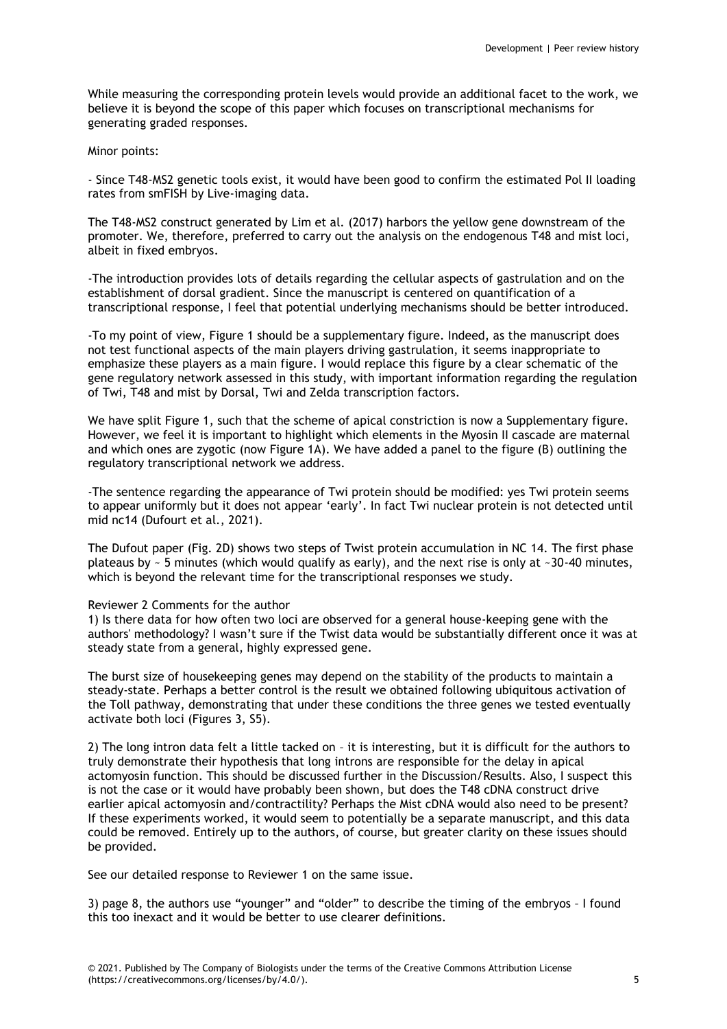While measuring the corresponding protein levels would provide an additional facet to the work, we believe it is beyond the scope of this paper which focuses on transcriptional mechanisms for generating graded responses.

Minor points:

- Since T48-MS2 genetic tools exist, it would have been good to confirm the estimated Pol II loading rates from smFISH by Live-imaging data.

The T48-MS2 construct generated by Lim et al. (2017) harbors the yellow gene downstream of the promoter. We, therefore, preferred to carry out the analysis on the endogenous T48 and mist loci, albeit in fixed embryos.

-The introduction provides lots of details regarding the cellular aspects of gastrulation and on the establishment of dorsal gradient. Since the manuscript is centered on quantification of a transcriptional response, I feel that potential underlying mechanisms should be better introduced.

-To my point of view, Figure 1 should be a supplementary figure. Indeed, as the manuscript does not test functional aspects of the main players driving gastrulation, it seems inappropriate to emphasize these players as a main figure. I would replace this figure by a clear schematic of the gene regulatory network assessed in this study, with important information regarding the regulation of Twi, T48 and mist by Dorsal, Twi and Zelda transcription factors.

We have split Figure 1, such that the scheme of apical constriction is now a Supplementary figure. However, we feel it is important to highlight which elements in the Myosin II cascade are maternal and which ones are zygotic (now Figure 1A). We have added a panel to the figure (B) outlining the regulatory transcriptional network we address.

-The sentence regarding the appearance of Twi protein should be modified: yes Twi protein seems to appear uniformly but it does not appear 'early'. In fact Twi nuclear protein is not detected until mid nc14 (Dufourt et al., 2021).

The Dufout paper (Fig. 2D) shows two steps of Twist protein accumulation in NC 14. The first phase plateaus by ~ 5 minutes (which would qualify as early), and the next rise is only at ~30-40 minutes, which is beyond the relevant time for the transcriptional responses we study.

Reviewer 2 Comments for the author

1) Is there data for how often two loci are observed for a general house-keeping gene with the authors' methodology? I wasn't sure if the Twist data would be substantially different once it was at steady state from a general, highly expressed gene.

The burst size of housekeeping genes may depend on the stability of the products to maintain a steady-state. Perhaps a better control is the result we obtained following ubiquitous activation of the Toll pathway, demonstrating that under these conditions the three genes we tested eventually activate both loci (Figures 3, S5).

2) The long intron data felt a little tacked on – it is interesting, but it is difficult for the authors to truly demonstrate their hypothesis that long introns are responsible for the delay in apical actomyosin function. This should be discussed further in the Discussion/Results. Also, I suspect this is not the case or it would have probably been shown, but does the T48 cDNA construct drive earlier apical actomyosin and/contractility? Perhaps the Mist cDNA would also need to be present? If these experiments worked, it would seem to potentially be a separate manuscript, and this data could be removed. Entirely up to the authors, of course, but greater clarity on these issues should be provided.

See our detailed response to Reviewer 1 on the same issue.

3) page 8, the authors use "younger" and "older" to describe the timing of the embryos – I found this too inexact and it would be better to use clearer definitions.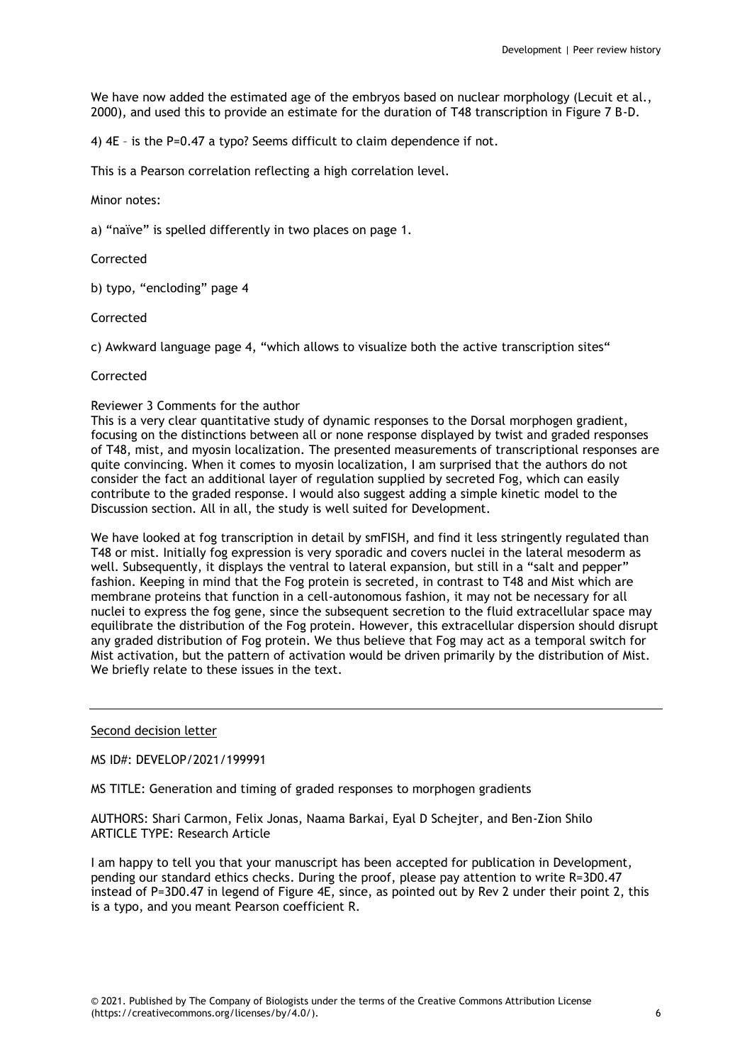We have now added the estimated age of the embryos based on nuclear morphology (Lecuit et al., 2000), and used this to provide an estimate for the duration of T48 transcription in Figure 7 B-D.

4) 4E – is the P=0.47 a typo? Seems difficult to claim dependence if not.

This is a Pearson correlation reflecting a high correlation level.

Minor notes:

a) “naïve” is spelled differently in two places on page 1.

Corrected

b) typo, “encloding” page 4

Corrected

c) Awkward language page 4, “which allows to visualize both the active transcription sites“

Corrected

Reviewer 3 Comments for the author

This is a very clear quantitative study of dynamic responses to the Dorsal morphogen gradient, focusing on the distinctions between all or none response displayed by twist and graded responses of T48, mist, and myosin localization. The presented measurements of transcriptional responses are quite convincing. When it comes to myosin localization, I am surprised that the authors do not consider the fact an additional layer of regulation supplied by secreted Fog, which can easily contribute to the graded response. I would also suggest adding a simple kinetic model to the Discussion section. All in all, the study is well suited for Development.

We have looked at fog transcription in detail by smFISH, and find it less stringently regulated than T48 or mist. Initially fog expression is very sporadic and covers nuclei in the lateral mesoderm as well. Subsequently, it displays the ventral to lateral expansion, but still in a “salt and pepper” fashion. Keeping in mind that the Fog protein is secreted, in contrast to T48 and Mist which are membrane proteins that function in a cell-autonomous fashion, it may not be necessary for all nuclei to express the fog gene, since the subsequent secretion to the fluid extracellular space may equilibrate the distribution of the Fog protein. However, this extracellular dispersion should disrupt any graded distribution of Fog protein. We thus believe that Fog may act as a temporal switch for Mist activation, but the pattern of activation would be driven primarily by the distribution of Mist. We briefly relate to these issues in the text.

---

Second decision letter

MS ID#: DEVELOP/2021/199991

MS TITLE: Generation and timing of graded responses to morphogen gradients

AUTHORS: Shari Carmon, Felix Jonas, Naama Barkai, Eyal D Schejter, and Ben-Zion Shilo
ARTICLE TYPE: Research Article

I am happy to tell you that your manuscript has been accepted for publication in Development, pending our standard ethics checks. During the proof, please pay attention to write R=3D0.47 instead of P=3D0.47 in legend of Figure 4E, since, as pointed out by Rev 2 under their point 2, this is a typo, and you meant Pearson coefficient R.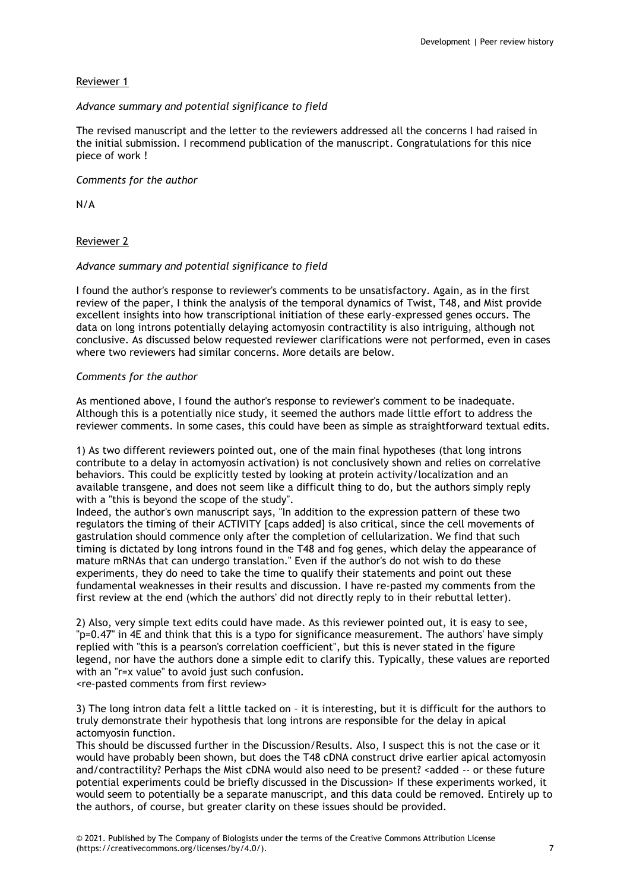Reviewer 1

*Advance summary and potential significance to field*

The revised manuscript and the letter to the reviewers addressed all the concerns I had raised in the initial submission. I recommend publication of the manuscript. Congratulations for this nice piece of work !

*Comments for the author*

N/A

Reviewer 2

*Advance summary and potential significance to field*

I found the author's response to reviewer's comments to be unsatisfactory. Again, as in the first review of the paper, I think the analysis of the temporal dynamics of Twist, T48, and Mist provide excellent insights into how transcriptional initiation of these early-expressed genes occurs. The data on long introns potentially delaying actomyosin contractility is also intriguing, although not conclusive. As discussed below requested reviewer clarifications were not performed, even in cases where two reviewers had similar concerns. More details are below.

*Comments for the author*

As mentioned above, I found the author's response to reviewer's comment to be inadequate. Although this is a potentially nice study, it seemed the authors made little effort to address the reviewer comments. In some cases, this could have been as simple as straightforward textual edits.

1) As two different reviewers pointed out, one of the main final hypotheses (that long introns contribute to a delay in actomyosin activation) is not conclusively shown and relies on correlative behaviors. This could be explicitly tested by looking at protein activity/localization and an available transgene, and does not seem like a difficult thing to do, but the authors simply reply with a "this is beyond the scope of the study".
Indeed, the author's own manuscript says, "In addition to the expression pattern of these two regulators the timing of their ACTIVITY [caps added] is also critical, since the cell movements of gastrulation should commence only after the completion of cellularization. We find that such timing is dictated by long introns found in the T48 and fog genes, which delay the appearance of mature mRNAs that can undergo translation." Even if the author's do not wish to do these experiments, they do need to take the time to qualify their statements and point out these fundamental weaknesses in their results and discussion. I have re-pasted my comments from the first review at the end (which the authors' did not directly reply to in their rebuttal letter).

2) Also, very simple text edits could have made. As this reviewer pointed out, it is easy to see, "p=0.47" in 4E and think that this is a typo for significance measurement. The authors' have simply replied with "this is a pearson's correlation coefficient", but this is never stated in the figure legend, nor have the authors done a simple edit to clarify this. Typically, these values are reported with an "r=x value" to avoid just such confusion.
<re-pasted comments from first review>

3) The long intron data felt a little tacked on – it is interesting, but it is difficult for the authors to truly demonstrate their hypothesis that long introns are responsible for the delay in apical actomyosin function.
This should be discussed further in the Discussion/Results. Also, I suspect this is not the case or it would have probably been shown, but does the T48 cDNA construct drive earlier apical actomyosin and/contractility? Perhaps the Mist cDNA would also need to be present? <added -- or these future potential experiments could be briefly discussed in the Discussion> If these experiments worked, it would seem to potentially be a separate manuscript, and this data could be removed. Entirely up to the authors, of course, but greater clarity on these issues should be provided.